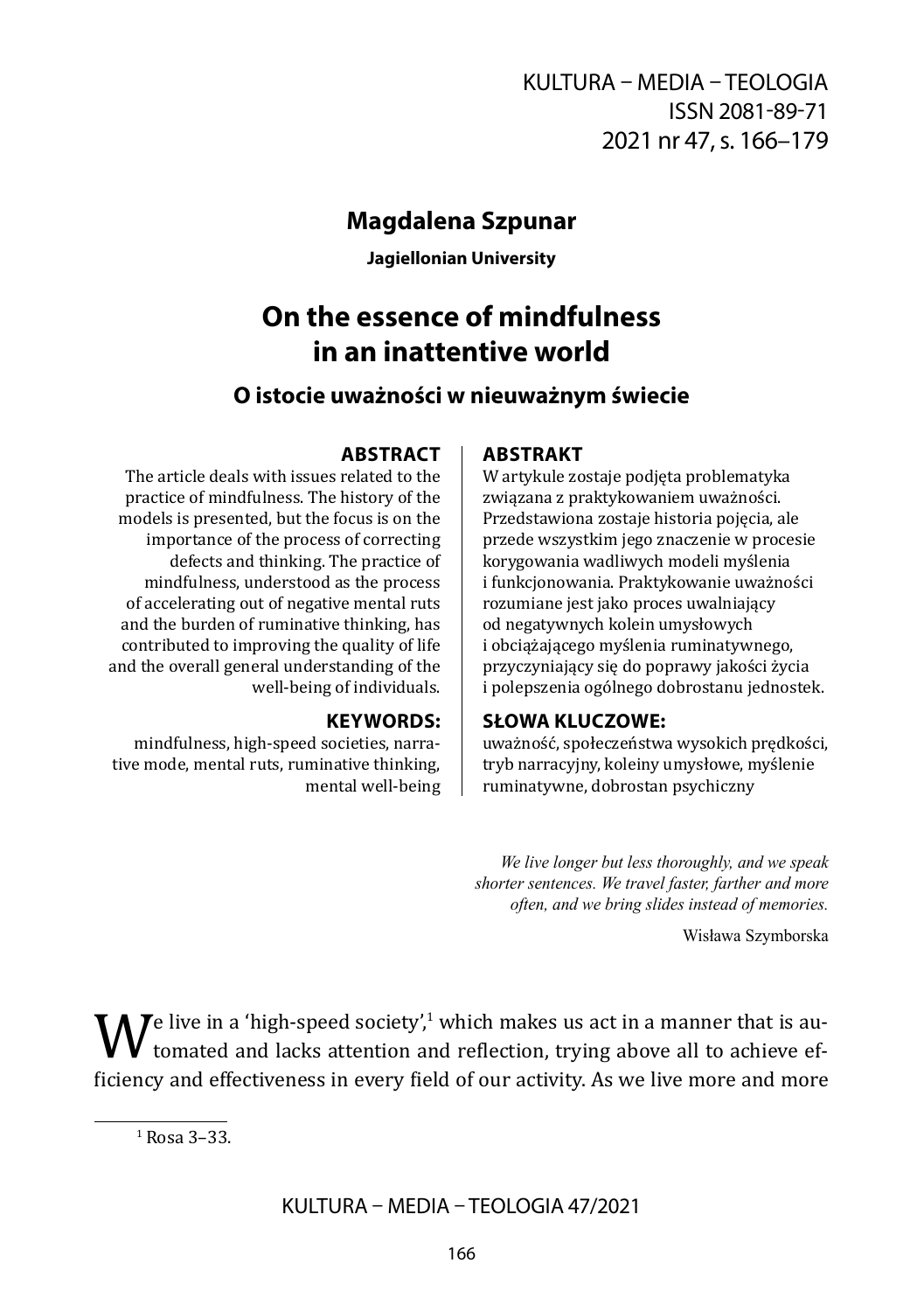# On the essence of mindfulness in an inattentive world

## O istocie uważności w nieuważnym świecie

**Magdalena Szpunar**

**Jagiellonian University**

**ABSTRACT**

The article deals with issues related to the practice of mindfulness. The history of the models is presented, but the focus is on the importance of the process of correcting defects and thinking. The practice of mindfulness, understood as the process of accelerating out of negative mental ruts and the burden of ruminative thinking, has contributed to improving the quality of life and the overall general understanding of the well-being of individuals.

**KEYWORDS:**

mindfulness, high-speed societies, narrative mode, mental ruts, ruminative thinking, mental well-being

**ABSTRAKT**

W artykule zostaje podjęta problematyka związana z praktykowaniem uważności. Przedstawiona zostaje historia pojęcia, ale przede wszystkim jego znaczenie w procesie korygowania wadliwych modeli myślenia i funkcjonowania. Praktykowanie uważności rozumiane jest jako proces uwalniający od negatywnych kolein umysłowych i obciążającego myślenia ruminatywnego, przyczyniający się do poprawy jakości życia i polepszenia ogólnego dobrostanu jednostek.

**SŁOWA KLUCZOWE:**

uważność, społeczeństwa wysokich prędkości, tryb narracyjny, koleiny umysłowe, myślenie ruminatywne, dobrostan psychiczny

> *We live longer but less thoroughly, and we speak shorter sentences. We travel faster, farther and more often, and we bring slides instead of memories.*
>
> Wisława Szymborska

We live in a 'high-speed society',[1] which makes us act in a manner that is automated and lacks attention and reflection, trying above all to achieve efficiency and effectiveness in every field of our activity. As we live more and more

[1] Rosa 3–33.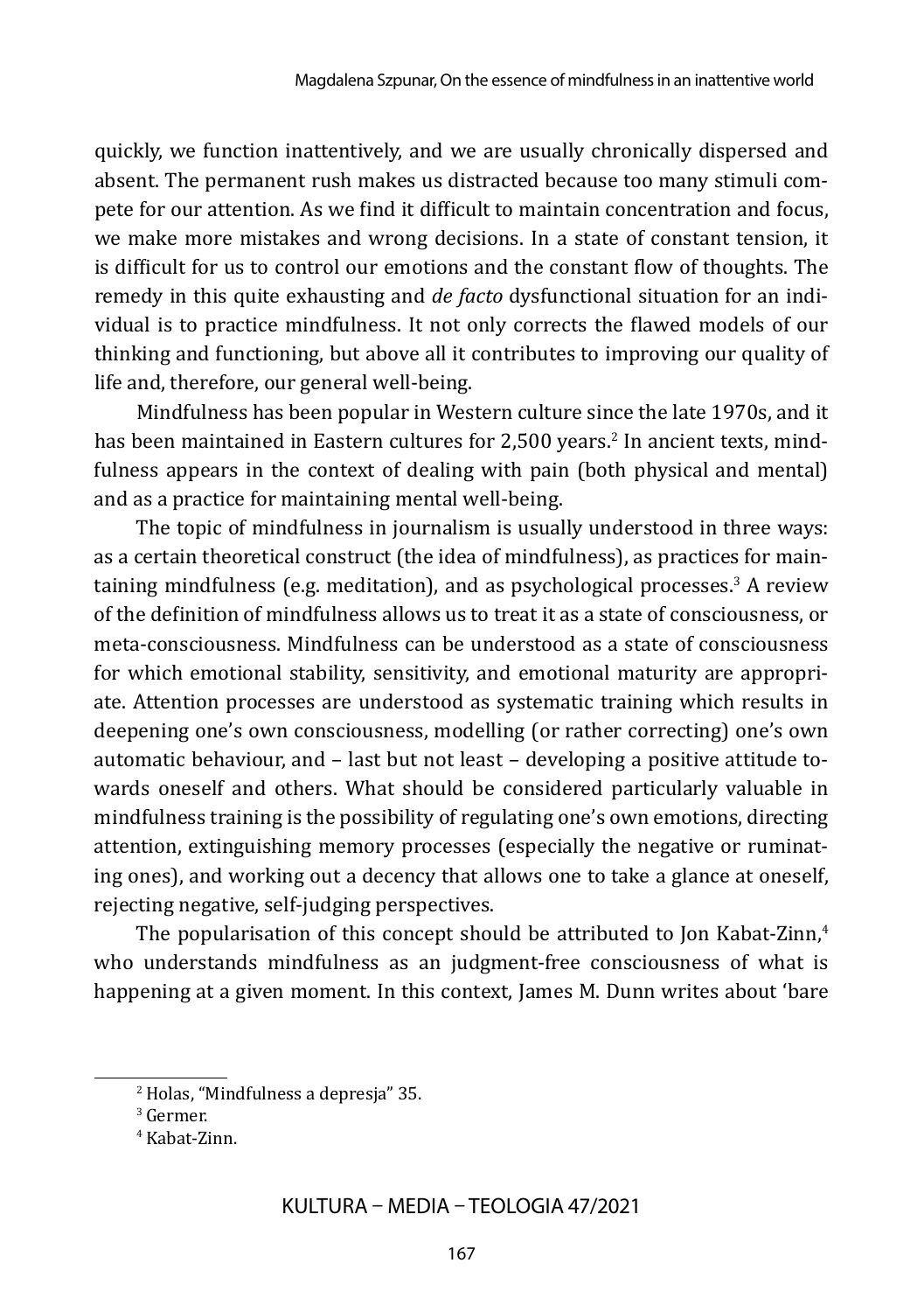quickly, we function inattentively, and we are usually chronically dispersed and absent. The permanent rush makes us distracted because too many stimuli compete for our attention. As we find it difficult to maintain concentration and focus, we make more mistakes and wrong decisions. In a state of constant tension, it is difficult for us to control our emotions and the constant flow of thoughts. The remedy in this quite exhausting and *de facto* dysfunctional situation for an individual is to practice mindfulness. It not only corrects the flawed models of our thinking and functioning, but above all it contributes to improving our quality of life and, therefore, our general well-being.

Mindfulness has been popular in Western culture since the late 1970s, and it has been maintained in Eastern cultures for 2,500 years.[2] In ancient texts, mindfulness appears in the context of dealing with pain (both physical and mental) and as a practice for maintaining mental well-being.

The topic of mindfulness in journalism is usually understood in three ways: as a certain theoretical construct (the idea of mindfulness), as practices for maintaining mindfulness (e.g. meditation), and as psychological processes.[3] A review of the definition of mindfulness allows us to treat it as a state of consciousness, or meta-consciousness. Mindfulness can be understood as a state of consciousness for which emotional stability, sensitivity, and emotional maturity are appropriate. Attention processes are understood as systematic training which results in deepening one's own consciousness, modelling (or rather correcting) one's own automatic behaviour, and – last but not least – developing a positive attitude towards oneself and others. What should be considered particularly valuable in mindfulness training is the possibility of regulating one's own emotions, directing attention, extinguishing memory processes (especially the negative or ruminating ones), and working out a decency that allows one to take a glance at oneself, rejecting negative, self-judging perspectives.

The popularisation of this concept should be attributed to Jon Kabat-Zinn,[4] who understands mindfulness as an judgment-free consciousness of what is happening at a given moment. In this context, James M. Dunn writes about 'bare

[2] Holas, "Mindfulness a depresja" 35.

[3] Germer.

[4] Kabat-Zinn.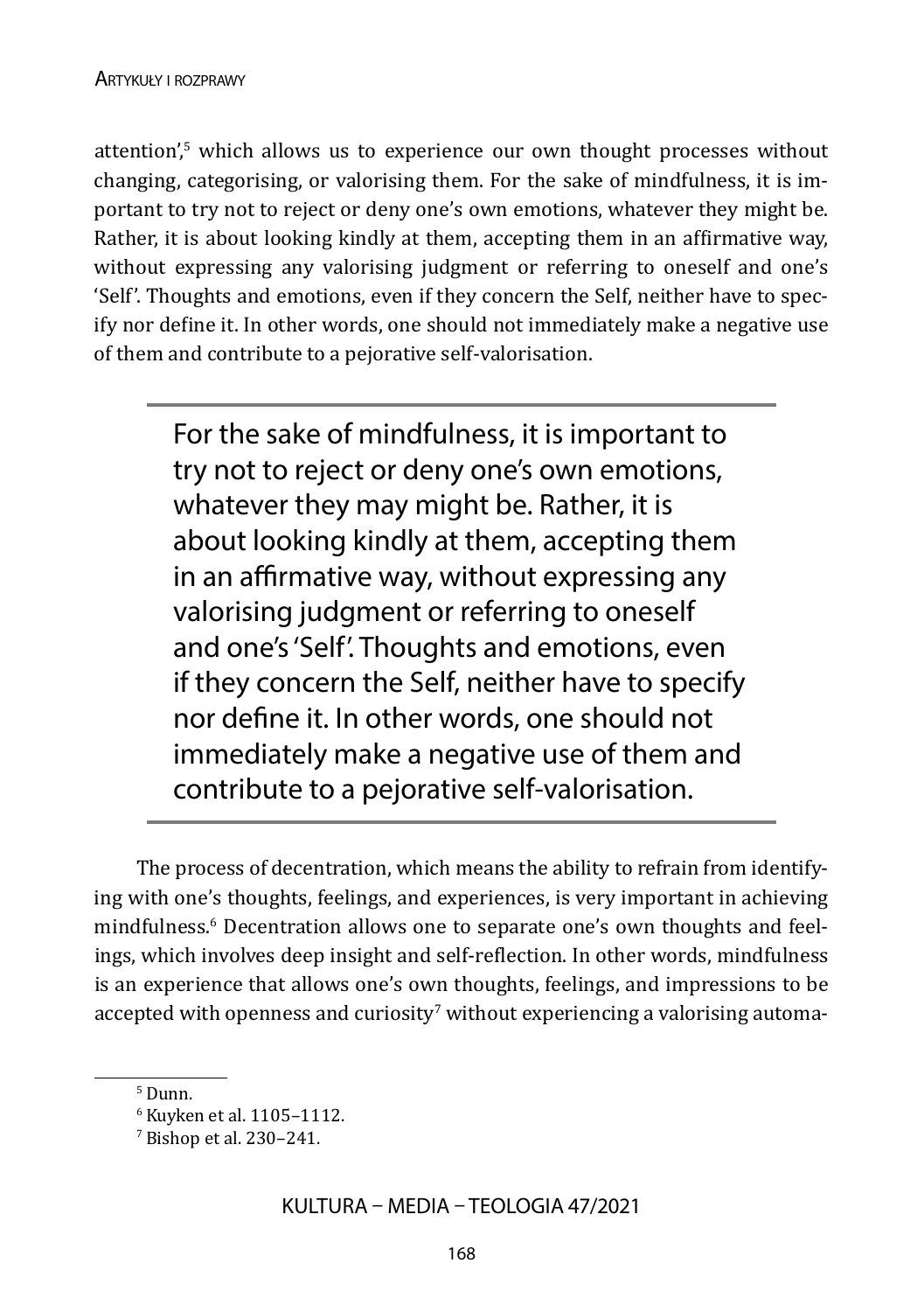attention',[5] which allows us to experience our own thought processes without changing, categorising, or valorising them. For the sake of mindfulness, it is important to try not to reject or deny one's own emotions, whatever they might be. Rather, it is about looking kindly at them, accepting them in an affirmative way, without expressing any valorising judgment or referring to oneself and one's 'Self'. Thoughts and emotions, even if they concern the Self, neither have to specify nor define it. In other words, one should not immediately make a negative use of them and contribute to a pejorative self-valorisation.

> For the sake of mindfulness, it is important to try not to reject or deny one's own emotions, whatever they may might be. Rather, it is about looking kindly at them, accepting them in an affirmative way, without expressing any valorising judgment or referring to oneself and one's 'Self'. Thoughts and emotions, even if they concern the Self, neither have to specify nor define it. In other words, one should not immediately make a negative use of them and contribute to a pejorative self-valorisation.

The process of decentration, which means the ability to refrain from identifying with one's thoughts, feelings, and experiences, is very important in achieving mindfulness.[6] Decentration allows one to separate one's own thoughts and feelings, which involves deep insight and self-reflection. In other words, mindfulness is an experience that allows one's own thoughts, feelings, and impressions to be accepted with openness and curiosity[7] without experiencing a valorising automa-

---

[5] Dunn.

[6] Kuyken et al. 1105–1112.

[7] Bishop et al. 230–241.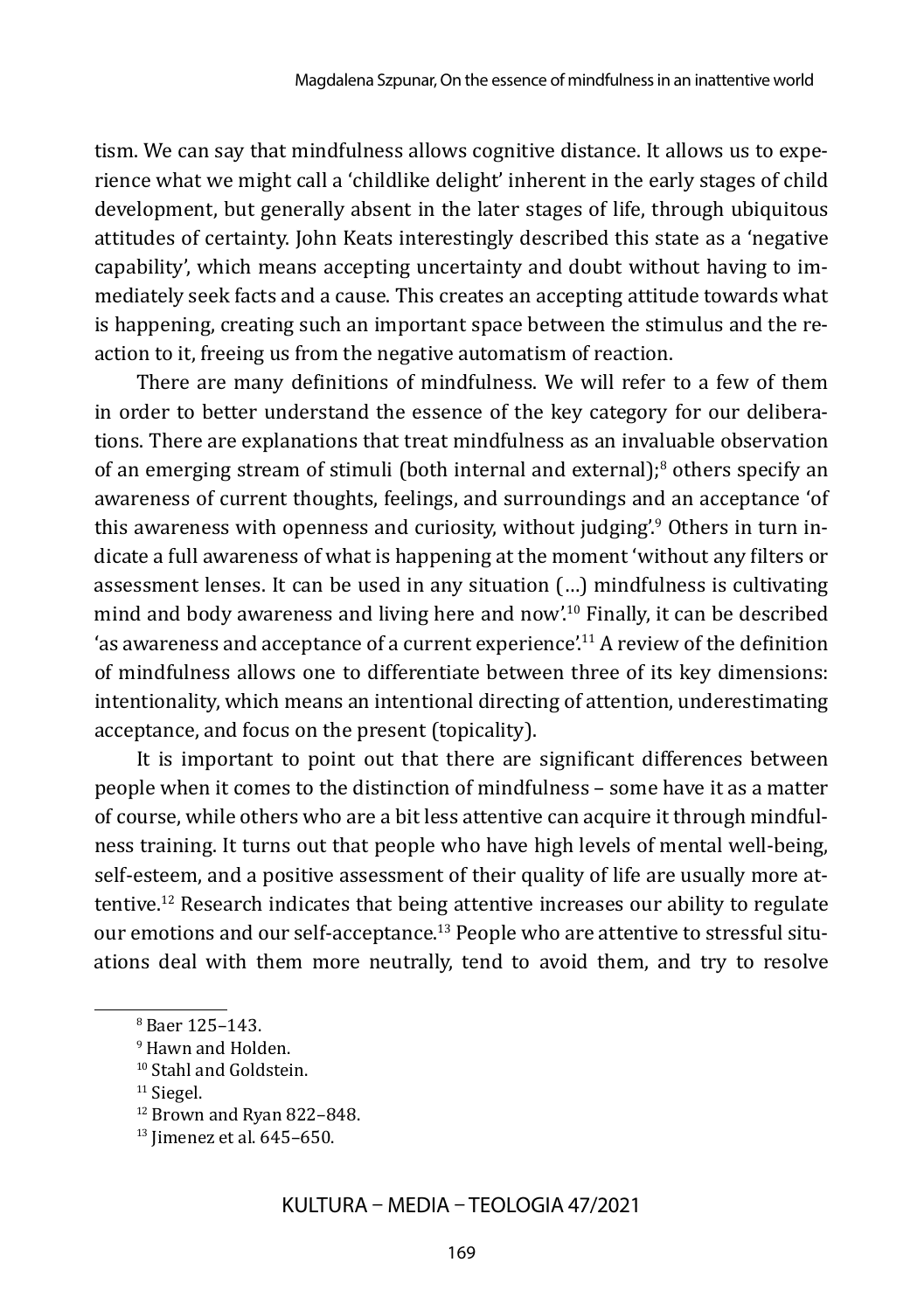tism. We can say that mindfulness allows cognitive distance. It allows us to experience what we might call a 'childlike delight' inherent in the early stages of child development, but generally absent in the later stages of life, through ubiquitous attitudes of certainty. John Keats interestingly described this state as a 'negative capability', which means accepting uncertainty and doubt without having to immediately seek facts and a cause. This creates an accepting attitude towards what is happening, creating such an important space between the stimulus and the reaction to it, freeing us from the negative automatism of reaction.

There are many definitions of mindfulness. We will refer to a few of them in order to better understand the essence of the key category for our deliberations. There are explanations that treat mindfulness as an invaluable observation of an emerging stream of stimuli (both internal and external);[8] others specify an awareness of current thoughts, feelings, and surroundings and an acceptance 'of this awareness with openness and curiosity, without judging'.[9] Others in turn indicate a full awareness of what is happening at the moment 'without any filters or assessment lenses. It can be used in any situation (…) mindfulness is cultivating mind and body awareness and living here and now'.[10] Finally, it can be described 'as awareness and acceptance of a current experience'.[11] A review of the definition of mindfulness allows one to differentiate between three of its key dimensions: intentionality, which means an intentional directing of attention, underestimating acceptance, and focus on the present (topicality).

It is important to point out that there are significant differences between people when it comes to the distinction of mindfulness – some have it as a matter of course, while others who are a bit less attentive can acquire it through mindfulness training. It turns out that people who have high levels of mental well-being, self-esteem, and a positive assessment of their quality of life are usually more attentive.[12] Research indicates that being attentive increases our ability to regulate our emotions and our self-acceptance.[13] People who are attentive to stressful situations deal with them more neutrally, tend to avoid them, and try to resolve

---

[8] Baer 125–143.

[9] Hawn and Holden.

[10] Stahl and Goldstein.

[11] Siegel.

[12] Brown and Ryan 822–848.

[13] Jimenez et al. 645–650.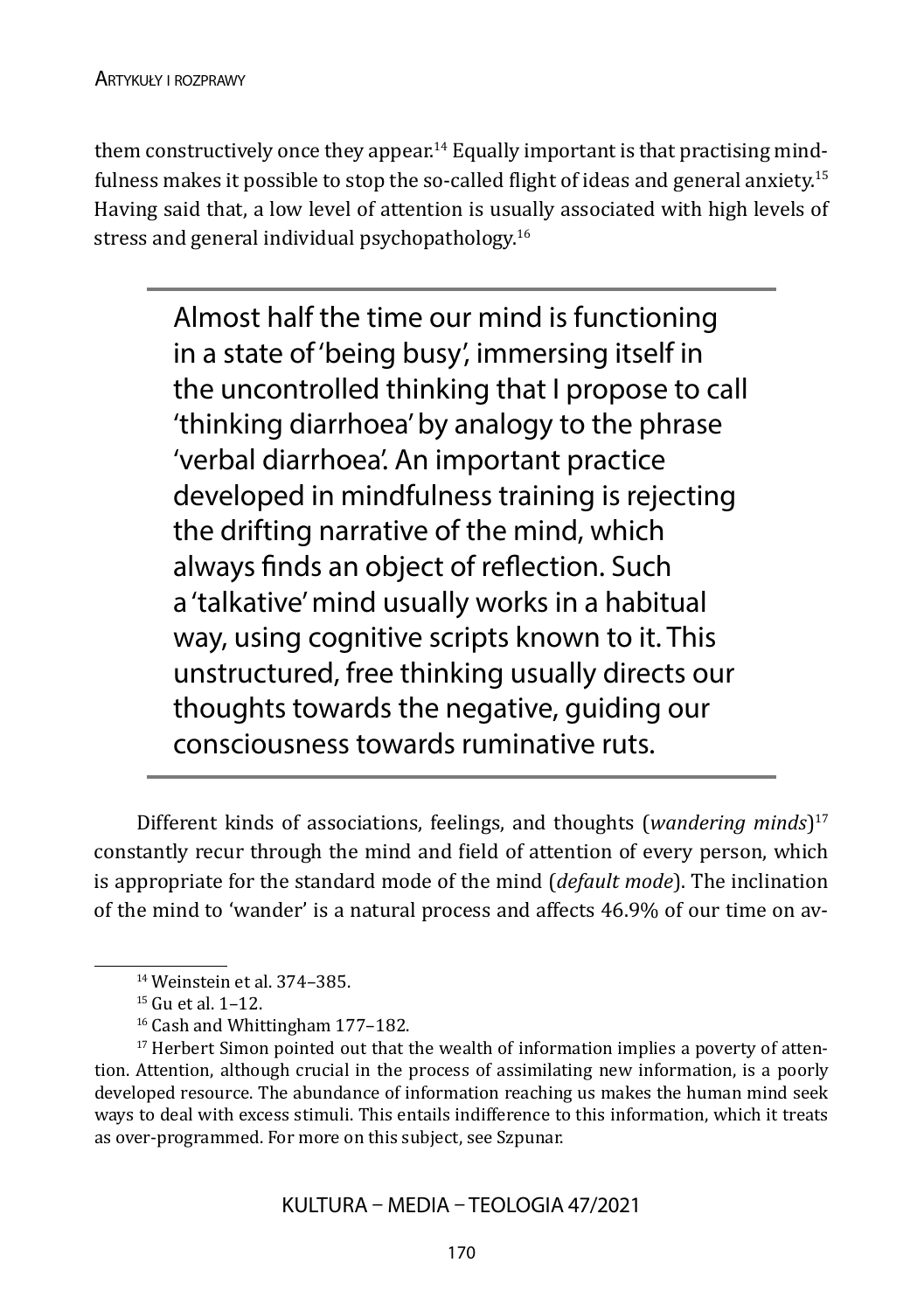them constructively once they appear.[14] Equally important is that practising mindfulness makes it possible to stop the so-called flight of ideas and general anxiety.[15] Having said that, a low level of attention is usually associated with high levels of stress and general individual psychopathology.[16]

> Almost half the time our mind is functioning in a state of 'being busy', immersing itself in the uncontrolled thinking that I propose to call 'thinking diarrhoea' by analogy to the phrase 'verbal diarrhoea'. An important practice developed in mindfulness training is rejecting the drifting narrative of the mind, which always finds an object of reflection. Such a 'talkative' mind usually works in a habitual way, using cognitive scripts known to it. This unstructured, free thinking usually directs our thoughts towards the negative, guiding our consciousness towards ruminative ruts.

Different kinds of associations, feelings, and thoughts (*wandering minds*)[17] constantly recur through the mind and field of attention of every person, which is appropriate for the standard mode of the mind (*default mode*). The inclination of the mind to 'wander' is a natural process and affects 46.9% of our time on av-

---

[14] Weinstein et al. 374–385.

[15] Gu et al. 1–12.

[16] Cash and Whittingham 177–182.

[17] Herbert Simon pointed out that the wealth of information implies a poverty of attention. Attention, although crucial in the process of assimilating new information, is a poorly developed resource. The abundance of information reaching us makes the human mind seek ways to deal with excess stimuli. This entails indifference to this information, which it treats as over-programmed. For more on this subject, see Szpunar.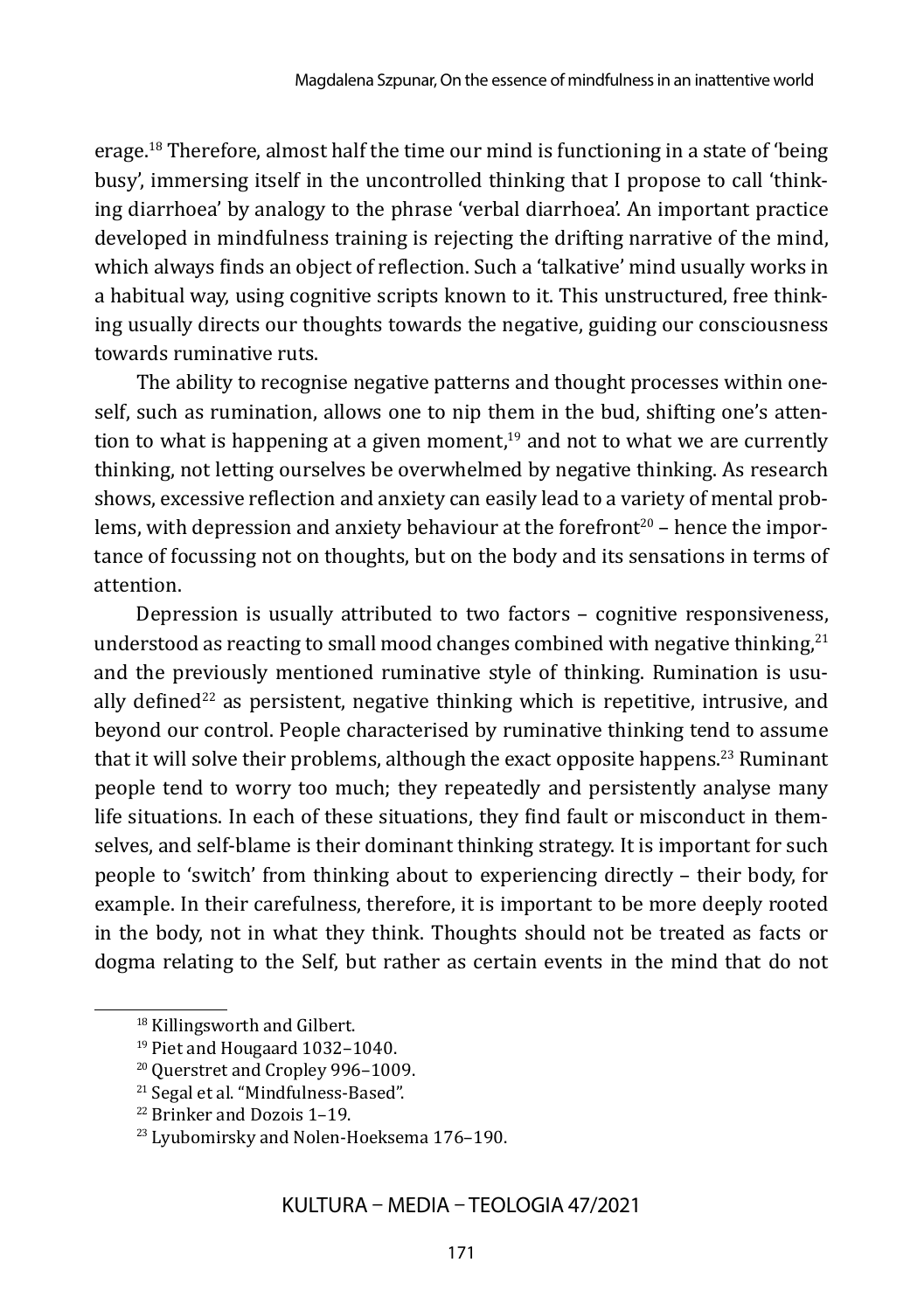erage.[18] Therefore, almost half the time our mind is functioning in a state of 'being busy', immersing itself in the uncontrolled thinking that I propose to call 'thinking diarrhoea' by analogy to the phrase 'verbal diarrhoea'. An important practice developed in mindfulness training is rejecting the drifting narrative of the mind, which always finds an object of reflection. Such a 'talkative' mind usually works in a habitual way, using cognitive scripts known to it. This unstructured, free thinking usually directs our thoughts towards the negative, guiding our consciousness towards ruminative ruts.

The ability to recognise negative patterns and thought processes within oneself, such as rumination, allows one to nip them in the bud, shifting one's attention to what is happening at a given moment,[19] and not to what we are currently thinking, not letting ourselves be overwhelmed by negative thinking. As research shows, excessive reflection and anxiety can easily lead to a variety of mental problems, with depression and anxiety behaviour at the forefront[20] – hence the importance of focussing not on thoughts, but on the body and its sensations in terms of attention.

Depression is usually attributed to two factors – cognitive responsiveness, understood as reacting to small mood changes combined with negative thinking,[21] and the previously mentioned ruminative style of thinking. Rumination is usually defined[22] as persistent, negative thinking which is repetitive, intrusive, and beyond our control. People characterised by ruminative thinking tend to assume that it will solve their problems, although the exact opposite happens.[23] Ruminant people tend to worry too much; they repeatedly and persistently analyse many life situations. In each of these situations, they find fault or misconduct in themselves, and self-blame is their dominant thinking strategy. It is important for such people to 'switch' from thinking about to experiencing directly – their body, for example. In their carefulness, therefore, it is important to be more deeply rooted in the body, not in what they think. Thoughts should not be treated as facts or dogma relating to the Self, but rather as certain events in the mind that do not

[18] Killingsworth and Gilbert.

[19] Piet and Hougaard 1032–1040.

[20] Querstret and Cropley 996–1009.

[21] Segal et al. "Mindfulness-Based".

[22] Brinker and Dozois 1–19.

[23] Lyubomirsky and Nolen-Hoeksema 176–190.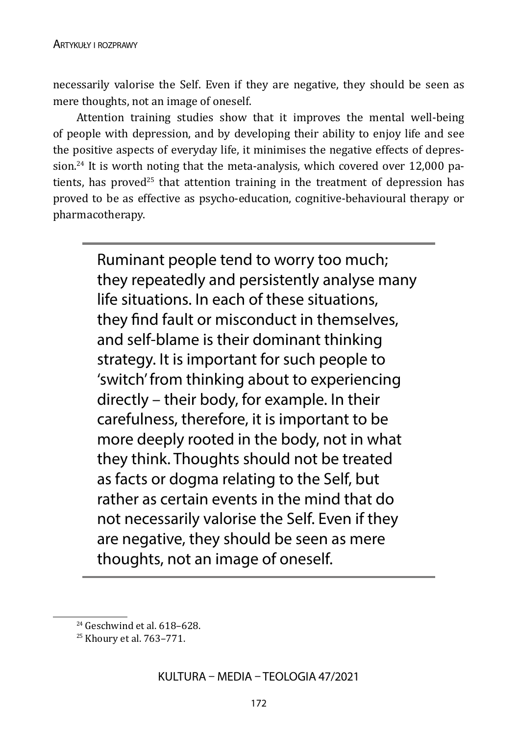necessarily valorise the Self. Even if they are negative, they should be seen as mere thoughts, not an image of oneself.

Attention training studies show that it improves the mental well-being of people with depression, and by developing their ability to enjoy life and see the positive aspects of everyday life, it minimises the negative effects of depression.[24] It is worth noting that the meta-analysis, which covered over 12,000 patients, has proved[25] that attention training in the treatment of depression has proved to be as effective as psycho-education, cognitive-behavioural therapy or pharmacotherapy.

> Ruminant people tend to worry too much; they repeatedly and persistently analyse many life situations. In each of these situations, they find fault or misconduct in themselves, and self-blame is their dominant thinking strategy. It is important for such people to 'switch' from thinking about to experiencing directly – their body, for example. In their carefulness, therefore, it is important to be more deeply rooted in the body, not in what they think. Thoughts should not be treated as facts or dogma relating to the Self, but rather as certain events in the mind that do not necessarily valorise the Self. Even if they are negative, they should be seen as mere thoughts, not an image of oneself.

---

[24] Geschwind et al. 618–628.

[25] Khoury et al. 763–771.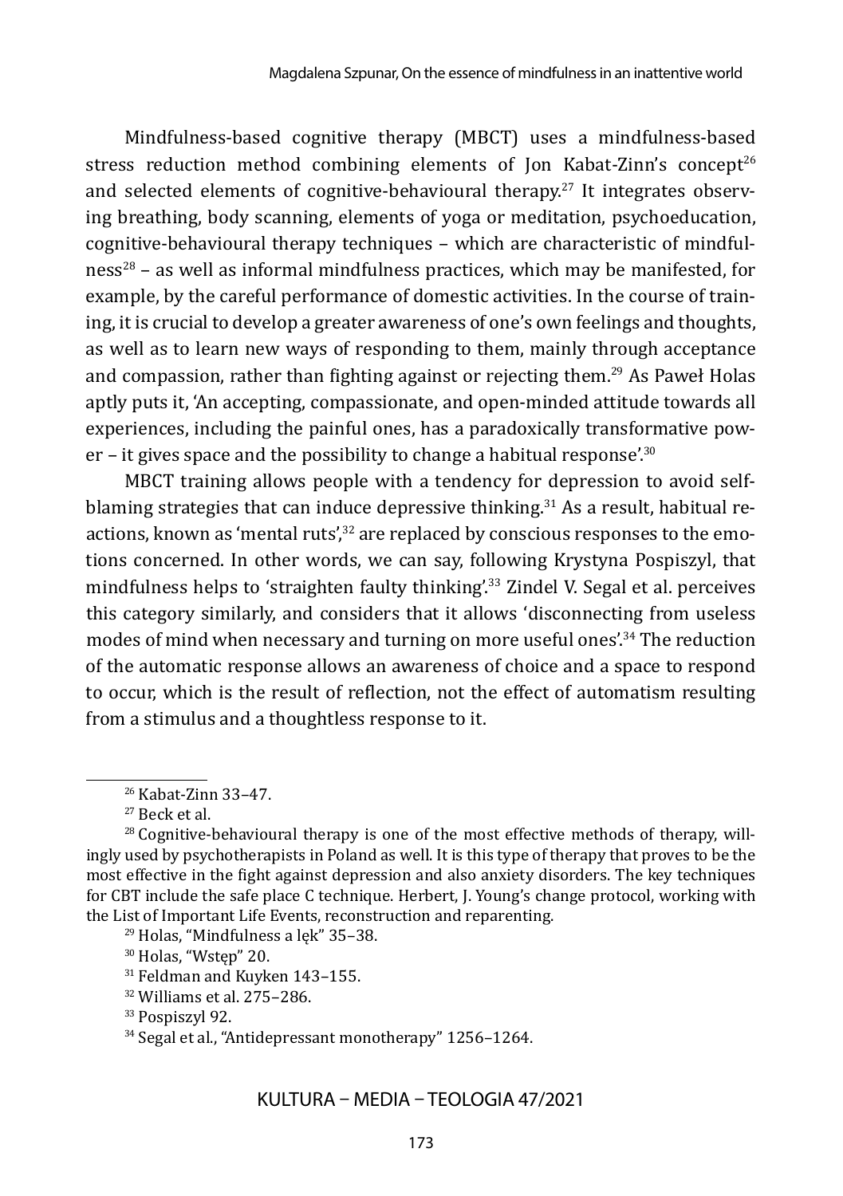Mindfulness-based cognitive therapy (MBCT) uses a mindfulness-based stress reduction method combining elements of Jon Kabat-Zinn's concept[26] and selected elements of cognitive-behavioural therapy.[27] It integrates observing breathing, body scanning, elements of yoga or meditation, psychoeducation, cognitive-behavioural therapy techniques – which are characteristic of mindfulness[28] – as well as informal mindfulness practices, which may be manifested, for example, by the careful performance of domestic activities. In the course of training, it is crucial to develop a greater awareness of one's own feelings and thoughts, as well as to learn new ways of responding to them, mainly through acceptance and compassion, rather than fighting against or rejecting them.[29] As Paweł Holas aptly puts it, 'An accepting, compassionate, and open-minded attitude towards all experiences, including the painful ones, has a paradoxically transformative power – it gives space and the possibility to change a habitual response'.[30]

MBCT training allows people with a tendency for depression to avoid self-blaming strategies that can induce depressive thinking.[31] As a result, habitual reactions, known as 'mental ruts',[32] are replaced by conscious responses to the emotions concerned. In other words, we can say, following Krystyna Pospiszyl, that mindfulness helps to 'straighten faulty thinking'.[33] Zindel V. Segal et al. perceives this category similarly, and considers that it allows 'disconnecting from useless modes of mind when necessary and turning on more useful ones'.[34] The reduction of the automatic response allows an awareness of choice and a space to respond to occur, which is the result of reflection, not the effect of automatism resulting from a stimulus and a thoughtless response to it.

---

[26] Kabat-Zinn 33–47.

[27] Beck et al.

[28] Cognitive-behavioural therapy is one of the most effective methods of therapy, willingly used by psychotherapists in Poland as well. It is this type of therapy that proves to be the most effective in the fight against depression and also anxiety disorders. The key techniques for CBT include the safe place C technique. Herbert, J. Young's change protocol, working with the List of Important Life Events, reconstruction and reparenting.

[29] Holas, "Mindfulness a lęk" 35–38.

[30] Holas, "Wstęp" 20.

[31] Feldman and Kuyken 143–155.

[32] Williams et al. 275–286.

[33] Pospiszyl 92.

[34] Segal et al., "Antidepressant monotherapy" 1256–1264.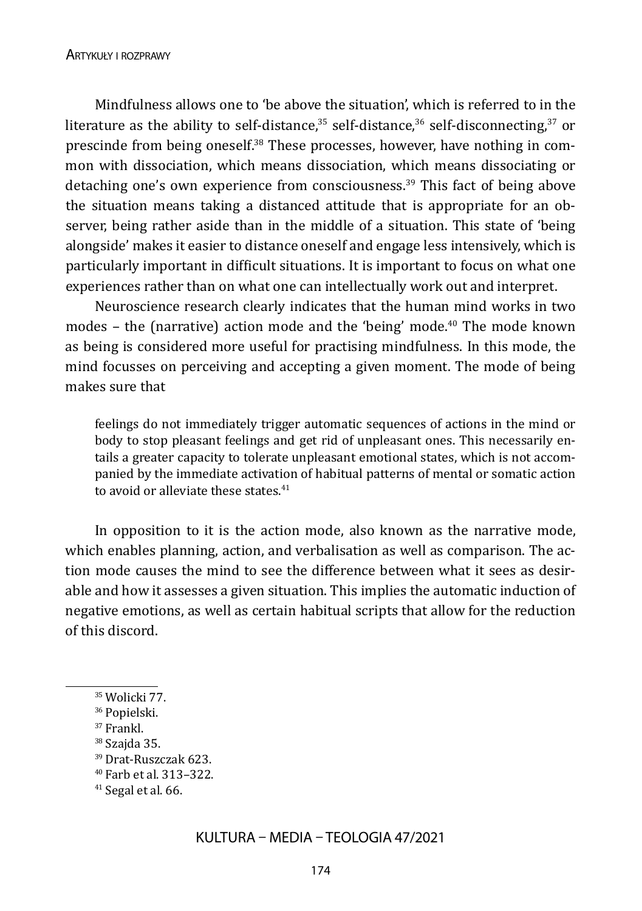Mindfulness allows one to 'be above the situation', which is referred to in the literature as the ability to self-distance,[35] self-distance,[36] self-disconnecting,[37] or prescinde from being oneself.[38] These processes, however, have nothing in common with dissociation, which means dissociation, which means dissociating or detaching one's own experience from consciousness.[39] This fact of being above the situation means taking a distanced attitude that is appropriate for an observer, being rather aside than in the middle of a situation. This state of 'being alongside' makes it easier to distance oneself and engage less intensively, which is particularly important in difficult situations. It is important to focus on what one experiences rather than on what one can intellectually work out and interpret.

Neuroscience research clearly indicates that the human mind works in two modes – the (narrative) action mode and the 'being' mode.[40] The mode known as being is considered more useful for practising mindfulness. In this mode, the mind focusses on perceiving and accepting a given moment. The mode of being makes sure that

> feelings do not immediately trigger automatic sequences of actions in the mind or body to stop pleasant feelings and get rid of unpleasant ones. This necessarily entails a greater capacity to tolerate unpleasant emotional states, which is not accompanied by the immediate activation of habitual patterns of mental or somatic action to avoid or alleviate these states.[41]

In opposition to it is the action mode, also known as the narrative mode, which enables planning, action, and verbalisation as well as comparison. The action mode causes the mind to see the difference between what it sees as desirable and how it assesses a given situation. This implies the automatic induction of negative emotions, as well as certain habitual scripts that allow for the reduction of this discord.

---

[35] Wolicki 77.

[36] Popielski.

[37] Frankl.

[38] Szajda 35.

[39] Drat-Ruszczak 623.

[40] Farb et al. 313–322.

[41] Segal et al. 66.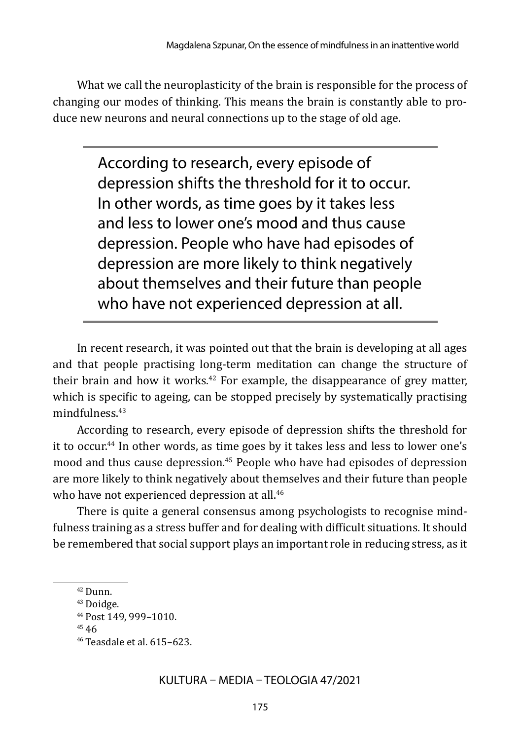What we call the neuroplasticity of the brain is responsible for the process of changing our modes of thinking. This means the brain is constantly able to produce new neurons and neural connections up to the stage of old age.

> According to research, every episode of depression shifts the threshold for it to occur. In other words, as time goes by it takes less and less to lower one's mood and thus cause depression. People who have had episodes of depression are more likely to think negatively about themselves and their future than people who have not experienced depression at all.

In recent research, it was pointed out that the brain is developing at all ages and that people practising long-term meditation can change the structure of their brain and how it works.[42] For example, the disappearance of grey matter, which is specific to ageing, can be stopped precisely by systematically practising mindfulness.[43]

According to research, every episode of depression shifts the threshold for it to occur.[44] In other words, as time goes by it takes less and less to lower one's mood and thus cause depression.[45] People who have had episodes of depression are more likely to think negatively about themselves and their future than people who have not experienced depression at all.[46]

There is quite a general consensus among psychologists to recognise mindfulness training as a stress buffer and for dealing with difficult situations. It should be remembered that social support plays an important role in reducing stress, as it

---

[42] Dunn.

[43] Doidge.

[44] Post 149, 999–1010.

[45] 46

[46] Teasdale et al. 615–623.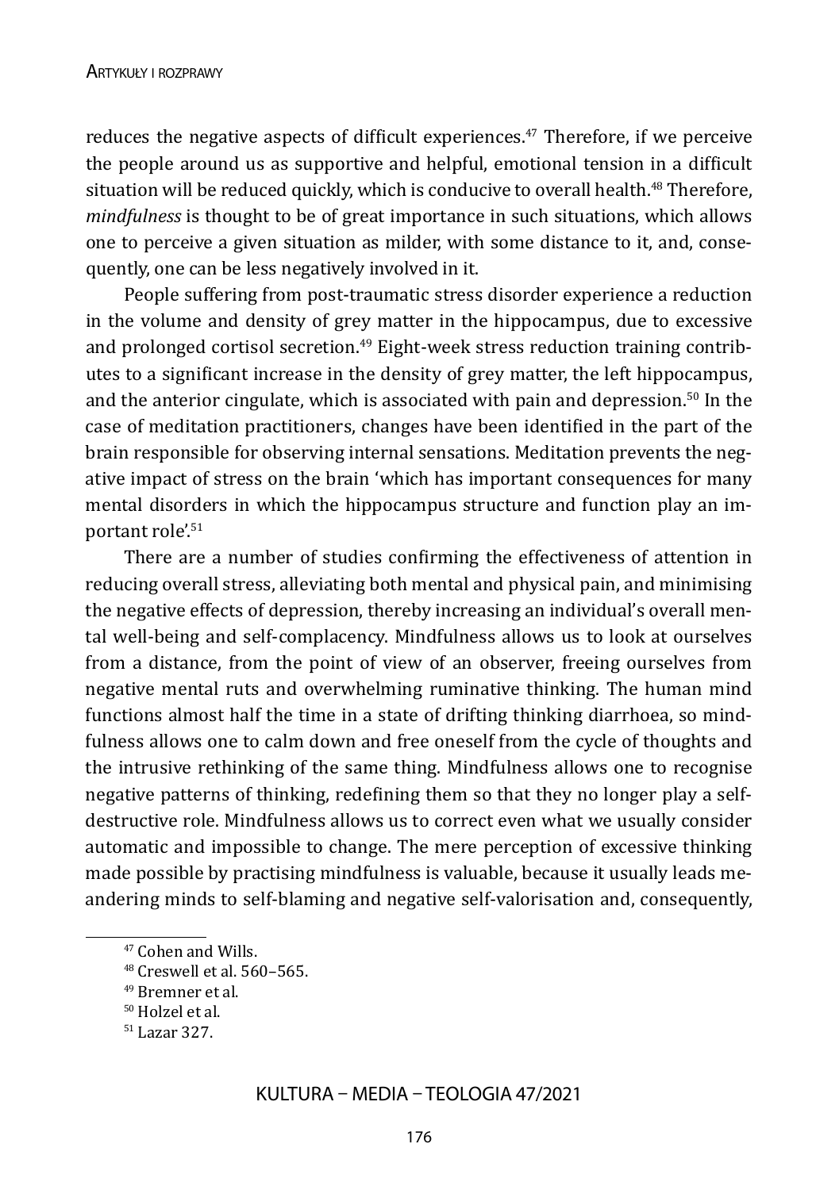reduces the negative aspects of difficult experiences.[47] Therefore, if we perceive the people around us as supportive and helpful, emotional tension in a difficult situation will be reduced quickly, which is conducive to overall health.[48] Therefore, *mindfulness* is thought to be of great importance in such situations, which allows one to perceive a given situation as milder, with some distance to it, and, consequently, one can be less negatively involved in it.

People suffering from post-traumatic stress disorder experience a reduction in the volume and density of grey matter in the hippocampus, due to excessive and prolonged cortisol secretion.[49] Eight-week stress reduction training contributes to a significant increase in the density of grey matter, the left hippocampus, and the anterior cingulate, which is associated with pain and depression.[50] In the case of meditation practitioners, changes have been identified in the part of the brain responsible for observing internal sensations. Meditation prevents the negative impact of stress on the brain 'which has important consequences for many mental disorders in which the hippocampus structure and function play an important role'.[51]

There are a number of studies confirming the effectiveness of attention in reducing overall stress, alleviating both mental and physical pain, and minimising the negative effects of depression, thereby increasing an individual's overall mental well-being and self-complacency. Mindfulness allows us to look at ourselves from a distance, from the point of view of an observer, freeing ourselves from negative mental ruts and overwhelming ruminative thinking. The human mind functions almost half the time in a state of drifting thinking diarrhoea, so mindfulness allows one to calm down and free oneself from the cycle of thoughts and the intrusive rethinking of the same thing. Mindfulness allows one to recognise negative patterns of thinking, redefining them so that they no longer play a self-destructive role. Mindfulness allows us to correct even what we usually consider automatic and impossible to change. The mere perception of excessive thinking made possible by practising mindfulness is valuable, because it usually leads meandering minds to self-blaming and negative self-valorisation and, consequently,

---

[47] Cohen and Wills.

[48] Creswell et al. 560–565.

[49] Bremner et al.

[50] Holzel et al.

[51] Lazar 327.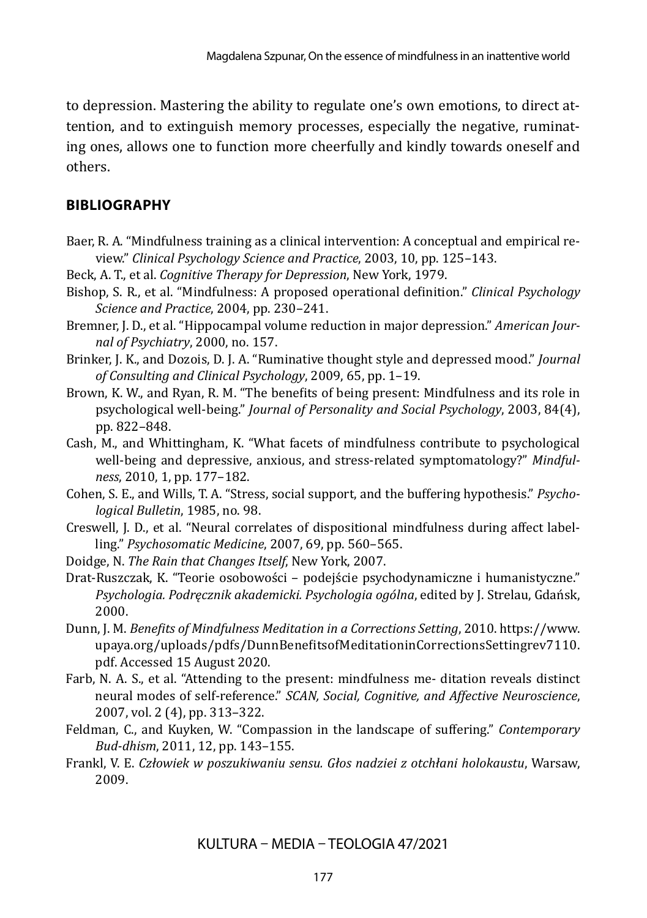to depression. Mastering the ability to regulate one's own emotions, to direct attention, and to extinguish memory processes, especially the negative, ruminating ones, allows one to function more cheerfully and kindly towards oneself and others.

## BIBLIOGRAPHY

Baer, R. A. "Mindfulness training as a clinical intervention: A conceptual and empirical review." *Clinical Psychology Science and Practice*, 2003, 10, pp. 125–143.

Beck, A. T., et al. *Cognitive Therapy for Depression*, New York, 1979.

Bishop, S. R., et al. "Mindfulness: A proposed operational definition." *Clinical Psychology Science and Practice*, 2004, pp. 230–241.

Bremner, J. D., et al. "Hippocampal volume reduction in major depression." *American Journal of Psychiatry*, 2000, no. 157.

Brinker, J. K., and Dozois, D. J. A. "Ruminative thought style and depressed mood." *Journal of Consulting and Clinical Psychology*, 2009, 65, pp. 1–19.

Brown, K. W., and Ryan, R. M. "The benefits of being present: Mindfulness and its role in psychological well-being." *Journal of Personality and Social Psychology*, 2003, 84(4), pp. 822–848.

Cash, M., and Whittingham, K. "What facets of mindfulness contribute to psychological well-being and depressive, anxious, and stress-related symptomatology?" *Mindfulness*, 2010, 1, pp. 177–182.

Cohen, S. E., and Wills, T. A. "Stress, social support, and the buffering hypothesis." *Psychological Bulletin*, 1985, no. 98.

Creswell, J. D., et al. "Neural correlates of dispositional mindfulness during affect labelling." *Psychosomatic Medicine*, 2007, 69, pp. 560–565.

Doidge, N. *The Rain that Changes Itself*, New York, 2007.

Drat-Ruszczak, K. "Teorie osobowości – podejście psychodynamiczne i humanistyczne." *Psychologia. Podręcznik akademicki. Psychologia ogólna*, edited by J. Strelau, Gdańsk, 2000.

Dunn, J. M. *Benefits of Mindfulness Meditation in a Corrections Setting*, 2010. https://www.upaya.org/uploads/pdfs/DunnBenefitsofMeditationinCorrectionsSettingrev7110.pdf. Accessed 15 August 2020.

Farb, N. A. S., et al. "Attending to the present: mindfulness me- ditation reveals distinct neural modes of self-reference." *SCAN, Social, Cognitive, and Affective Neuroscience*, 2007, vol. 2 (4), pp. 313–322.

Feldman, C., and Kuyken, W. "Compassion in the landscape of suffering." *Contemporary Bud-dhism*, 2011, 12, pp. 143–155.

Frankl, V. E. *Człowiek w poszukiwaniu sensu. Głos nadziei z otchłani holokaustu*, Warsaw, 2009.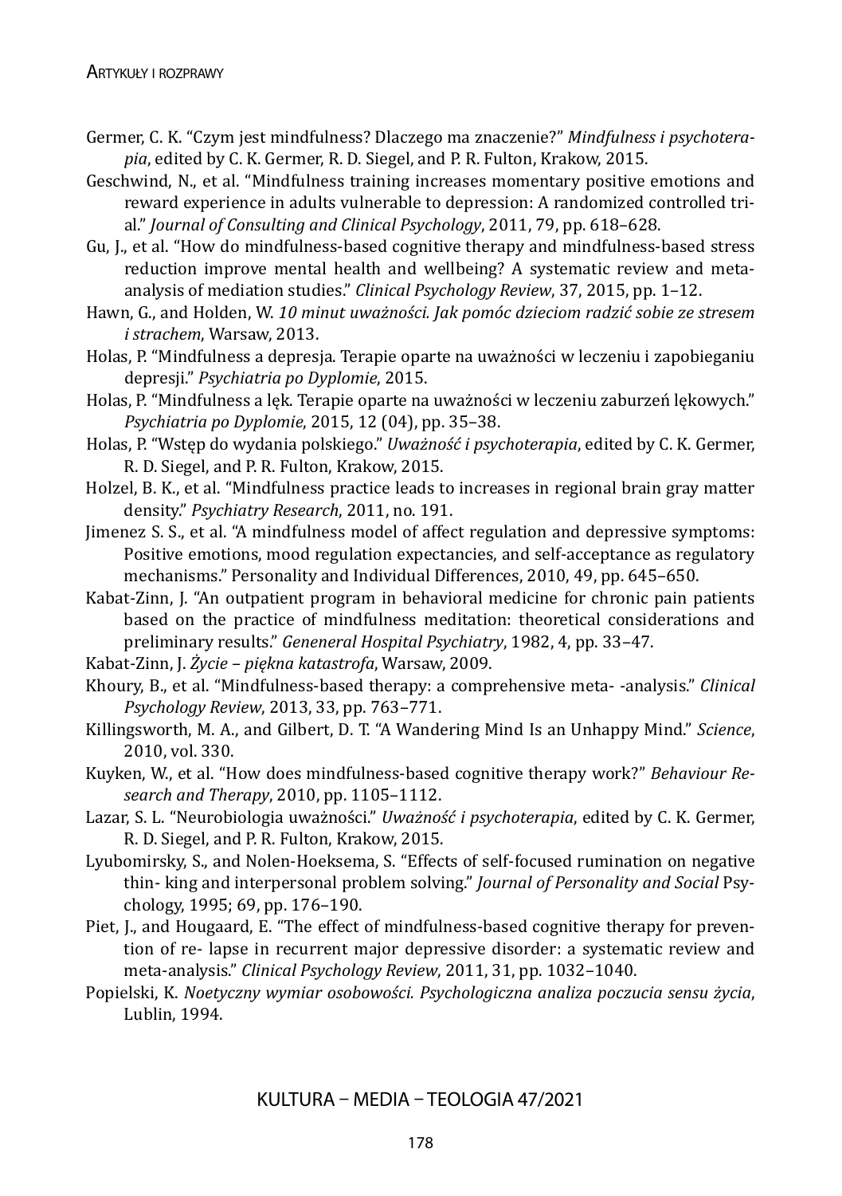Germer, C. K. "Czym jest mindfulness? Dlaczego ma znaczenie?" *Mindfulness i psychoterapia*, edited by C. K. Germer, R. D. Siegel, and P. R. Fulton, Krakow, 2015.

Geschwind, N., et al. "Mindfulness training increases momentary positive emotions and reward experience in adults vulnerable to depression: A randomized controlled trial." *Journal of Consulting and Clinical Psychology*, 2011, 79, pp. 618–628.

Gu, J., et al. "How do mindfulness-based cognitive therapy and mindfulness-based stress reduction improve mental health and wellbeing? A systematic review and meta-analysis of mediation studies." *Clinical Psychology Review*, 37, 2015, pp. 1–12.

Hawn, G., and Holden, W. *10 minut uważności. Jak pomóc dzieciom radzić sobie ze stresem i strachem*, Warsaw, 2013.

Holas, P. "Mindfulness a depresja. Terapie oparte na uważności w leczeniu i zapobieganiu depresji." *Psychiatria po Dyplomie*, 2015.

Holas, P. "Mindfulness a lęk. Terapie oparte na uważności w leczeniu zaburzeń lękowych." *Psychiatria po Dyplomie*, 2015, 12 (04), pp. 35–38.

Holas, P. "Wstęp do wydania polskiego." *Uważność i psychoterapia*, edited by C. K. Germer, R. D. Siegel, and P. R. Fulton, Krakow, 2015.

Holzel, B. K., et al. "Mindfulness practice leads to increases in regional brain gray matter density." *Psychiatry Research*, 2011, no. 191.

Jimenez S. S., et al. "A mindfulness model of affect regulation and depressive symptoms: Positive emotions, mood regulation expectancies, and self-acceptance as regulatory mechanisms." Personality and Individual Differences, 2010, 49, pp. 645–650.

Kabat-Zinn, J. "An outpatient program in behavioral medicine for chronic pain patients based on the practice of mindfulness meditation: theoretical considerations and preliminary results." *Geneneral Hospital Psychiatry*, 1982, 4, pp. 33–47.

Kabat-Zinn, J. *Życie – piękna katastrofa*, Warsaw, 2009.

Khoury, B., et al. "Mindfulness-based therapy: a comprehensive meta- -analysis." *Clinical Psychology Review*, 2013, 33, pp. 763–771.

Killingsworth, M. A., and Gilbert, D. T. "A Wandering Mind Is an Unhappy Mind." *Science*, 2010, vol. 330.

Kuyken, W., et al. "How does mindfulness-based cognitive therapy work?" *Behaviour Research and Therapy*, 2010, pp. 1105–1112.

Lazar, S. L. "Neurobiologia uważności." *Uważność i psychoterapia*, edited by C. K. Germer, R. D. Siegel, and P. R. Fulton, Krakow, 2015.

Lyubomirsky, S., and Nolen-Hoeksema, S. "Effects of self-focused rumination on negative thin- king and interpersonal problem solving." *Journal of Personality and Social* Psychology, 1995; 69, pp. 176–190.

Piet, J., and Hougaard, E. "The effect of mindfulness-based cognitive therapy for prevention of re- lapse in recurrent major depressive disorder: a systematic review and meta-analysis." *Clinical Psychology Review*, 2011, 31, pp. 1032–1040.

Popielski, K. *Noetyczny wymiar osobowości. Psychologiczna analiza poczucia sensu życia*, Lublin, 1994.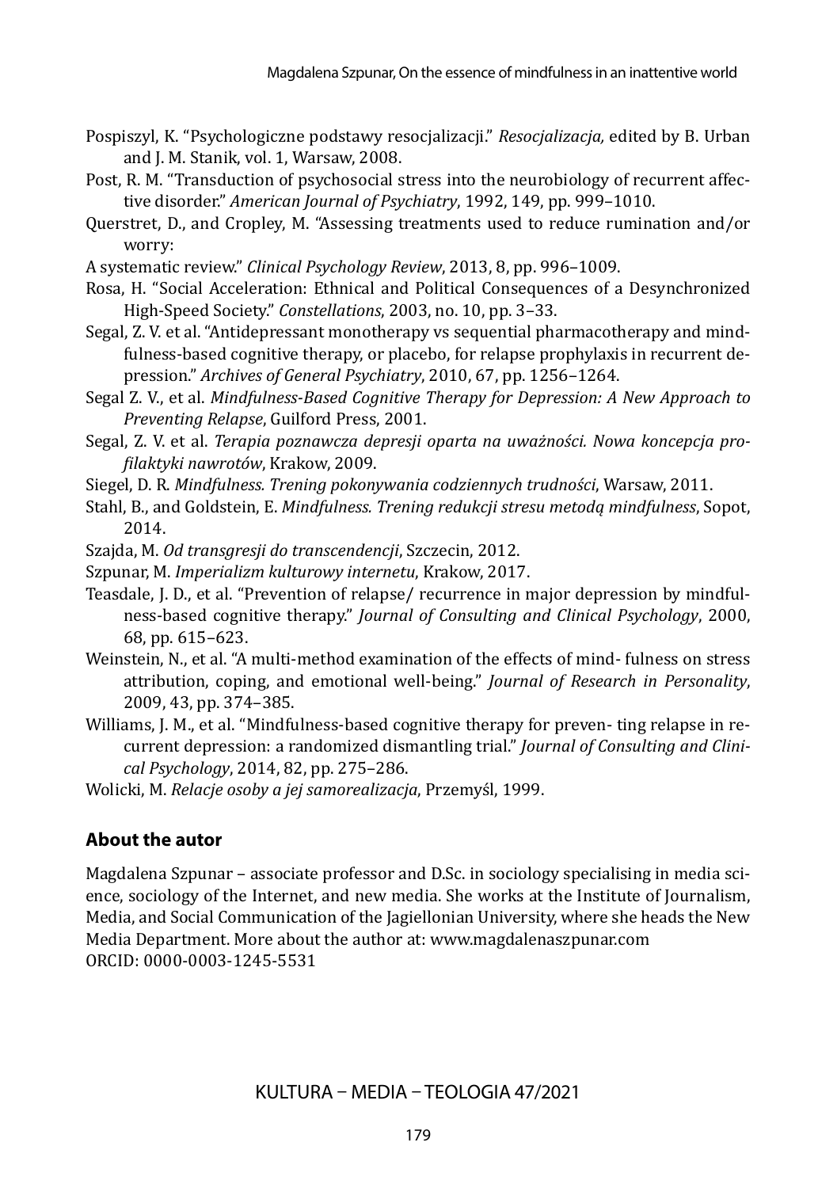Pospiszyl, K. "Psychologiczne podstawy resocjalizacji." *Resocjalizacja,* edited by B. Urban and J. M. Stanik, vol. 1, Warsaw, 2008.

Post, R. M. "Transduction of psychosocial stress into the neurobiology of recurrent affective disorder." *American Journal of Psychiatry*, 1992, 149, pp. 999–1010.

Querstret, D., and Cropley, M. "Assessing treatments used to reduce rumination and/or worry:

A systematic review." *Clinical Psychology Review*, 2013, 8, pp. 996–1009.

Rosa, H. "Social Acceleration: Ethnical and Political Consequences of a Desynchronized High-Speed Society." *Constellations*, 2003, no. 10, pp. 3–33.

Segal, Z. V. et al. "Antidepressant monotherapy vs sequential pharmacotherapy and mindfulness-based cognitive therapy, or placebo, for relapse prophylaxis in recurrent depression." *Archives of General Psychiatry*, 2010, 67, pp. 1256–1264.

Segal Z. V., et al. *Mindfulness-Based Cognitive Therapy for Depression: A New Approach to Preventing Relapse*, Guilford Press, 2001.

Segal, Z. V. et al. *Terapia poznawcza depresji oparta na uważności. Nowa koncepcja profilaktyki nawrotów*, Krakow, 2009.

Siegel, D. R. *Mindfulness. Trening pokonywania codziennych trudności*, Warsaw, 2011.

Stahl, B., and Goldstein, E. *Mindfulness. Trening redukcji stresu metodą mindfulness*, Sopot, 2014.

Szajda, M. *Od transgresji do transcendencji*, Szczecin, 2012.

Szpunar, M. *Imperializm kulturowy internetu*, Krakow, 2017.

Teasdale, J. D., et al. "Prevention of relapse/ recurrence in major depression by mindfulness-based cognitive therapy." *Journal of Consulting and Clinical Psychology*, 2000, 68, pp. 615–623.

Weinstein, N., et al. "A multi-method examination of the effects of mind- fulness on stress attribution, coping, and emotional well-being." *Journal of Research in Personality*, 2009, 43, pp. 374–385.

Williams, J. M., et al. "Mindfulness-based cognitive therapy for preven- ting relapse in recurrent depression: a randomized dismantling trial." *Journal of Consulting and Clinical Psychology*, 2014, 82, pp. 275–286.

Wolicki, M. *Relacje osoby a jej samorealizacja*, Przemyśl, 1999.

## About the autor

Magdalena Szpunar – associate professor and D.Sc. in sociology specialising in media science, sociology of the Internet, and new media. She works at the Institute of Journalism, Media, and Social Communication of the Jagiellonian University, where she heads the New Media Department. More about the author at: www.magdalenaszpunar.com
ORCID: 0000-0003-1245-5531